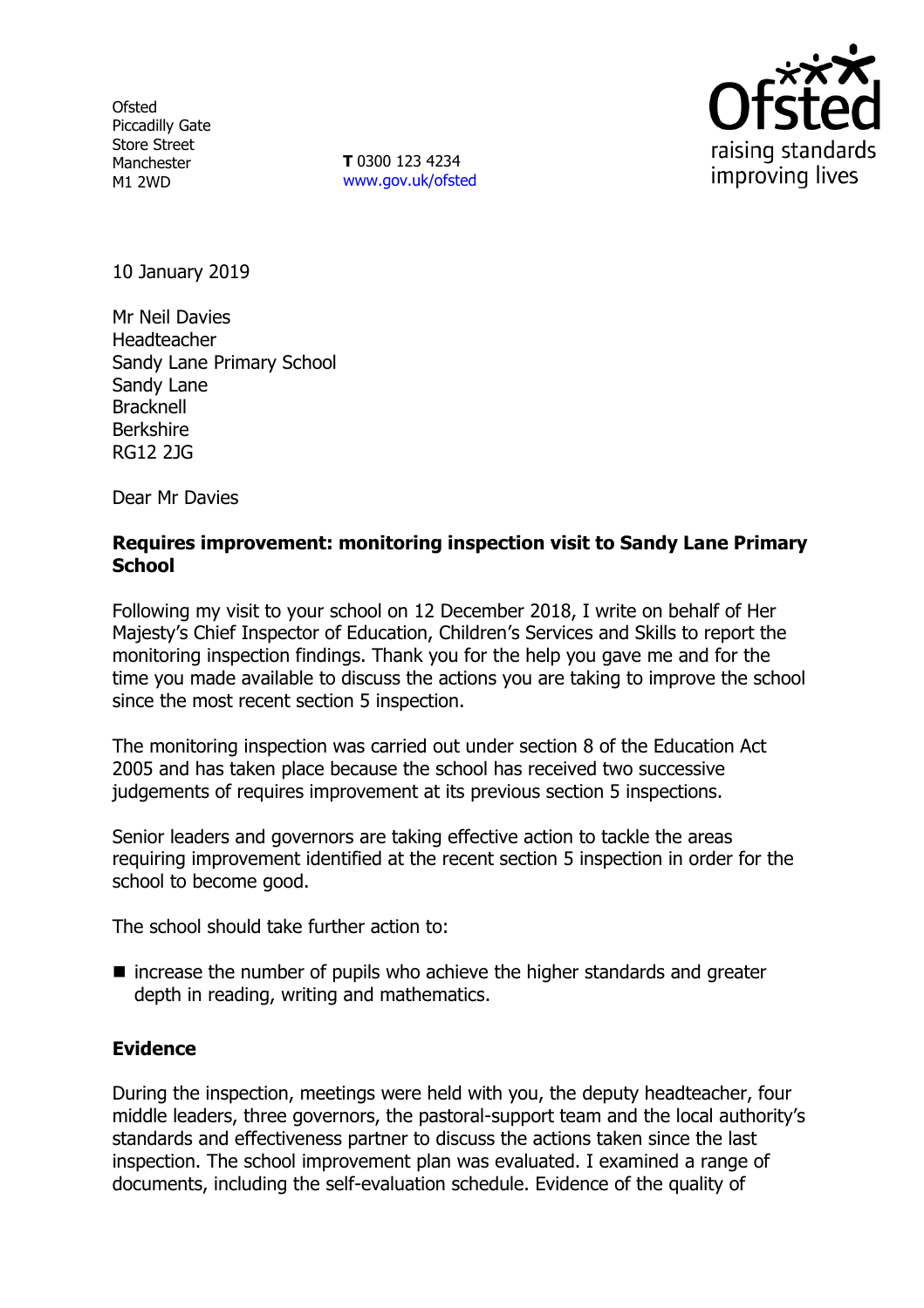Ofsted
Piccadilly Gate
Store Street
Manchester
M1 2WD

**T** 0300 123 4234
www.gov.uk/ofsted

10 January 2019

Mr Neil Davies
Headteacher
Sandy Lane Primary School
Sandy Lane
Bracknell
Berkshire
RG12 2JG

Dear Mr Davies

**Requires improvement: monitoring inspection visit to Sandy Lane Primary School**

Following my visit to your school on 12 December 2018, I write on behalf of Her Majesty's Chief Inspector of Education, Children's Services and Skills to report the monitoring inspection findings. Thank you for the help you gave me and for the time you made available to discuss the actions you are taking to improve the school since the most recent section 5 inspection.

The monitoring inspection was carried out under section 8 of the Education Act 2005 and has taken place because the school has received two successive judgements of requires improvement at its previous section 5 inspections.

Senior leaders and governors are taking effective action to tackle the areas requiring improvement identified at the recent section 5 inspection in order for the school to become good.

The school should take further action to:

- increase the number of pupils who achieve the higher standards and greater depth in reading, writing and mathematics.

## Evidence

During the inspection, meetings were held with you, the deputy headteacher, four middle leaders, three governors, the pastoral-support team and the local authority's standards and effectiveness partner to discuss the actions taken since the last inspection. The school improvement plan was evaluated. I examined a range of documents, including the self-evaluation schedule. Evidence of the quality of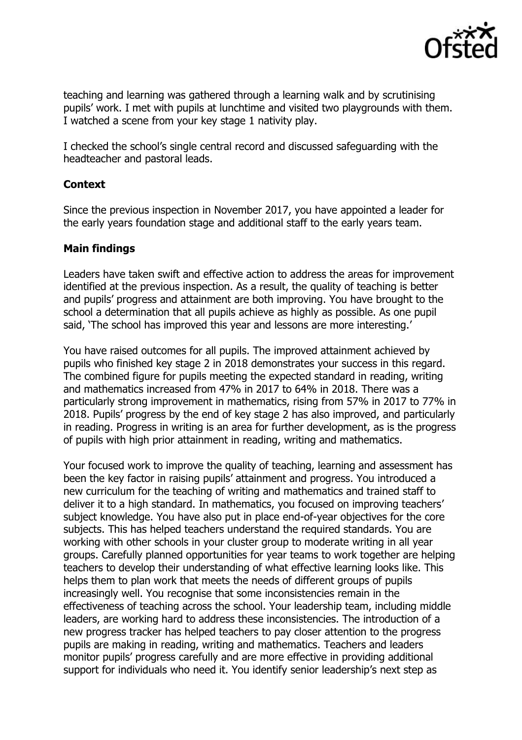teaching and learning was gathered through a learning walk and by scrutinising pupils' work. I met with pupils at lunchtime and visited two playgrounds with them. I watched a scene from your key stage 1 nativity play.

I checked the school's single central record and discussed safeguarding with the headteacher and pastoral leads.

**Context**

Since the previous inspection in November 2017, you have appointed a leader for the early years foundation stage and additional staff to the early years team.

**Main findings**

Leaders have taken swift and effective action to address the areas for improvement identified at the previous inspection. As a result, the quality of teaching is better and pupils' progress and attainment are both improving. You have brought to the school a determination that all pupils achieve as highly as possible. As one pupil said, 'The school has improved this year and lessons are more interesting.'

You have raised outcomes for all pupils. The improved attainment achieved by pupils who finished key stage 2 in 2018 demonstrates your success in this regard. The combined figure for pupils meeting the expected standard in reading, writing and mathematics increased from 47% in 2017 to 64% in 2018. There was a particularly strong improvement in mathematics, rising from 57% in 2017 to 77% in 2018. Pupils' progress by the end of key stage 2 has also improved, and particularly in reading. Progress in writing is an area for further development, as is the progress of pupils with high prior attainment in reading, writing and mathematics.

Your focused work to improve the quality of teaching, learning and assessment has been the key factor in raising pupils' attainment and progress. You introduced a new curriculum for the teaching of writing and mathematics and trained staff to deliver it to a high standard. In mathematics, you focused on improving teachers' subject knowledge. You have also put in place end-of-year objectives for the core subjects. This has helped teachers understand the required standards. You are working with other schools in your cluster group to moderate writing in all year groups. Carefully planned opportunities for year teams to work together are helping teachers to develop their understanding of what effective learning looks like. This helps them to plan work that meets the needs of different groups of pupils increasingly well. You recognise that some inconsistencies remain in the effectiveness of teaching across the school. Your leadership team, including middle leaders, are working hard to address these inconsistencies. The introduction of a new progress tracker has helped teachers to pay closer attention to the progress pupils are making in reading, writing and mathematics. Teachers and leaders monitor pupils' progress carefully and are more effective in providing additional support for individuals who need it. You identify senior leadership's next step as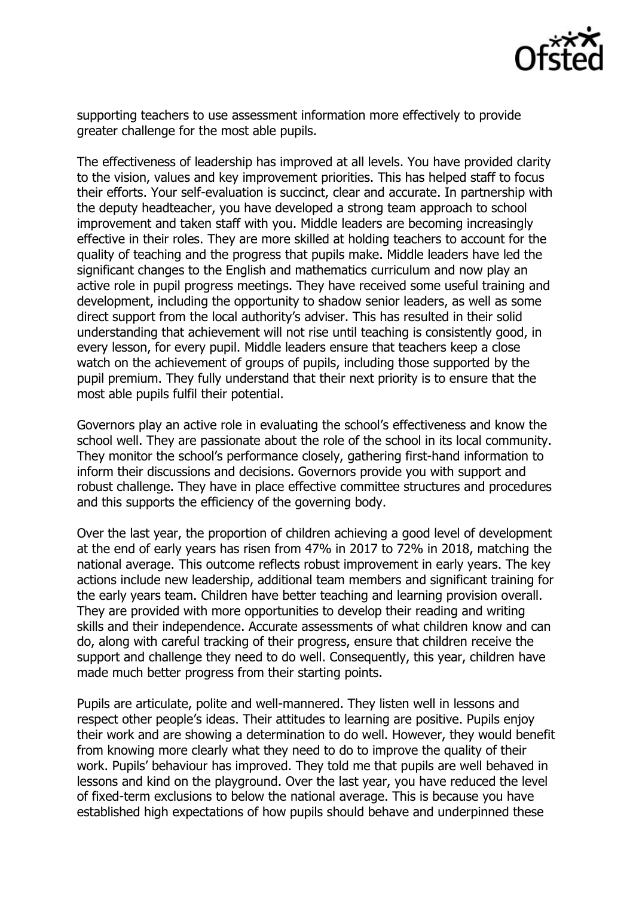supporting teachers to use assessment information more effectively to provide greater challenge for the most able pupils.

The effectiveness of leadership has improved at all levels. You have provided clarity to the vision, values and key improvement priorities. This has helped staff to focus their efforts. Your self-evaluation is succinct, clear and accurate. In partnership with the deputy headteacher, you have developed a strong team approach to school improvement and taken staff with you. Middle leaders are becoming increasingly effective in their roles. They are more skilled at holding teachers to account for the quality of teaching and the progress that pupils make. Middle leaders have led the significant changes to the English and mathematics curriculum and now play an active role in pupil progress meetings. They have received some useful training and development, including the opportunity to shadow senior leaders, as well as some direct support from the local authority's adviser. This has resulted in their solid understanding that achievement will not rise until teaching is consistently good, in every lesson, for every pupil. Middle leaders ensure that teachers keep a close watch on the achievement of groups of pupils, including those supported by the pupil premium. They fully understand that their next priority is to ensure that the most able pupils fulfil their potential.

Governors play an active role in evaluating the school's effectiveness and know the school well. They are passionate about the role of the school in its local community. They monitor the school's performance closely, gathering first-hand information to inform their discussions and decisions. Governors provide you with support and robust challenge. They have in place effective committee structures and procedures and this supports the efficiency of the governing body.

Over the last year, the proportion of children achieving a good level of development at the end of early years has risen from 47% in 2017 to 72% in 2018, matching the national average. This outcome reflects robust improvement in early years. The key actions include new leadership, additional team members and significant training for the early years team. Children have better teaching and learning provision overall. They are provided with more opportunities to develop their reading and writing skills and their independence. Accurate assessments of what children know and can do, along with careful tracking of their progress, ensure that children receive the support and challenge they need to do well. Consequently, this year, children have made much better progress from their starting points.

Pupils are articulate, polite and well-mannered. They listen well in lessons and respect other people's ideas. Their attitudes to learning are positive. Pupils enjoy their work and are showing a determination to do well. However, they would benefit from knowing more clearly what they need to do to improve the quality of their work. Pupils' behaviour has improved. They told me that pupils are well behaved in lessons and kind on the playground. Over the last year, you have reduced the level of fixed-term exclusions to below the national average. This is because you have established high expectations of how pupils should behave and underpinned these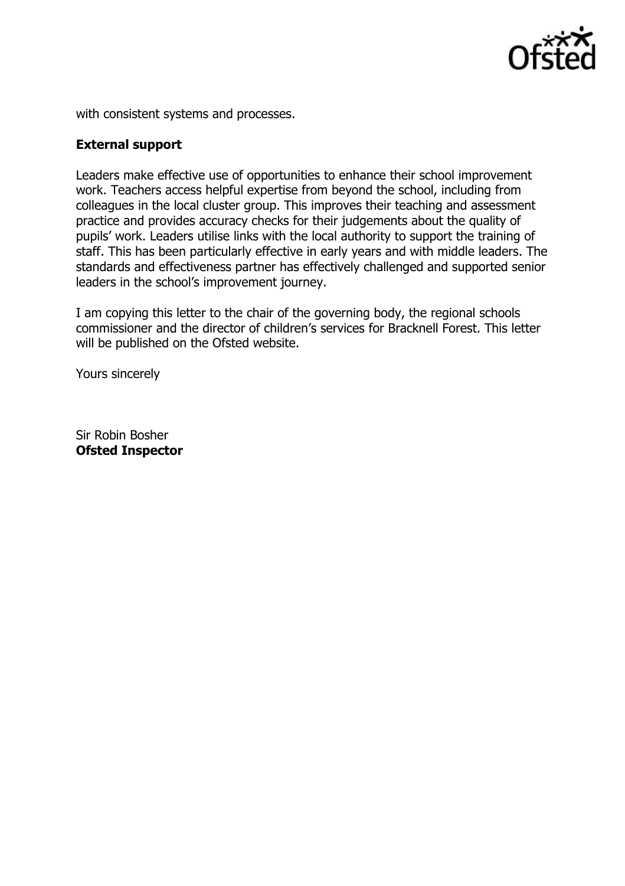with consistent systems and processes.

**External support**

Leaders make effective use of opportunities to enhance their school improvement work. Teachers access helpful expertise from beyond the school, including from colleagues in the local cluster group. This improves their teaching and assessment practice and provides accuracy checks for their judgements about the quality of pupils' work. Leaders utilise links with the local authority to support the training of staff. This has been particularly effective in early years and with middle leaders. The standards and effectiveness partner has effectively challenged and supported senior leaders in the school's improvement journey.

I am copying this letter to the chair of the governing body, the regional schools commissioner and the director of children's services for Bracknell Forest. This letter will be published on the Ofsted website.

Yours sincerely

Sir Robin Bosher
**Ofsted Inspector**